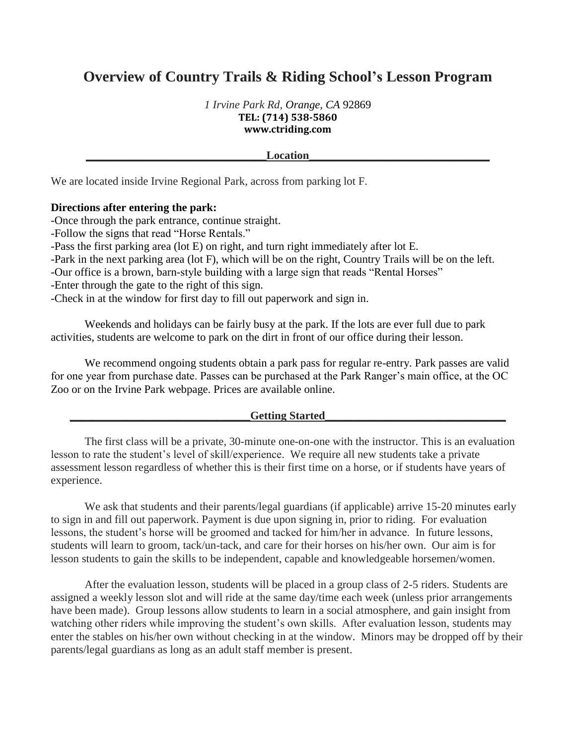# Overview of Country Trails & Riding School's Lesson Program

*1 Irvine Park Rd, Orange, CA* 92869
**TEL: (714) 538-5860**
**www.ctriding.com**

## Location

We are located inside Irvine Regional Park, across from parking lot F.

**Directions after entering the park:**

-Once through the park entrance, continue straight.
-Follow the signs that read "Horse Rentals."
-Pass the first parking area (lot E) on right, and turn right immediately after lot E.
-Park in the next parking area (lot F), which will be on the right, Country Trails will be on the left.
-Our office is a brown, barn-style building with a large sign that reads "Rental Horses"
-Enter through the gate to the right of this sign.
-Check in at the window for first day to fill out paperwork and sign in.

Weekends and holidays can be fairly busy at the park. If the lots are ever full due to park activities, students are welcome to park on the dirt in front of our office during their lesson.

We recommend ongoing students obtain a park pass for regular re-entry. Park passes are valid for one year from purchase date. Passes can be purchased at the Park Ranger's main office, at the OC Zoo or on the Irvine Park webpage. Prices are available online.

## Getting Started

The first class will be a private, 30-minute one-on-one with the instructor. This is an evaluation lesson to rate the student's level of skill/experience. We require all new students take a private assessment lesson regardless of whether this is their first time on a horse, or if students have years of experience.

We ask that students and their parents/legal guardians (if applicable) arrive 15-20 minutes early to sign in and fill out paperwork. Payment is due upon signing in, prior to riding. For evaluation lessons, the student's horse will be groomed and tacked for him/her in advance. In future lessons, students will learn to groom, tack/un-tack, and care for their horses on his/her own. Our aim is for lesson students to gain the skills to be independent, capable and knowledgeable horsemen/women.

After the evaluation lesson, students will be placed in a group class of 2-5 riders. Students are assigned a weekly lesson slot and will ride at the same day/time each week (unless prior arrangements have been made). Group lessons allow students to learn in a social atmosphere, and gain insight from watching other riders while improving the student's own skills. After evaluation lesson, students may enter the stables on his/her own without checking in at the window. Minors may be dropped off by their parents/legal guardians as long as an adult staff member is present.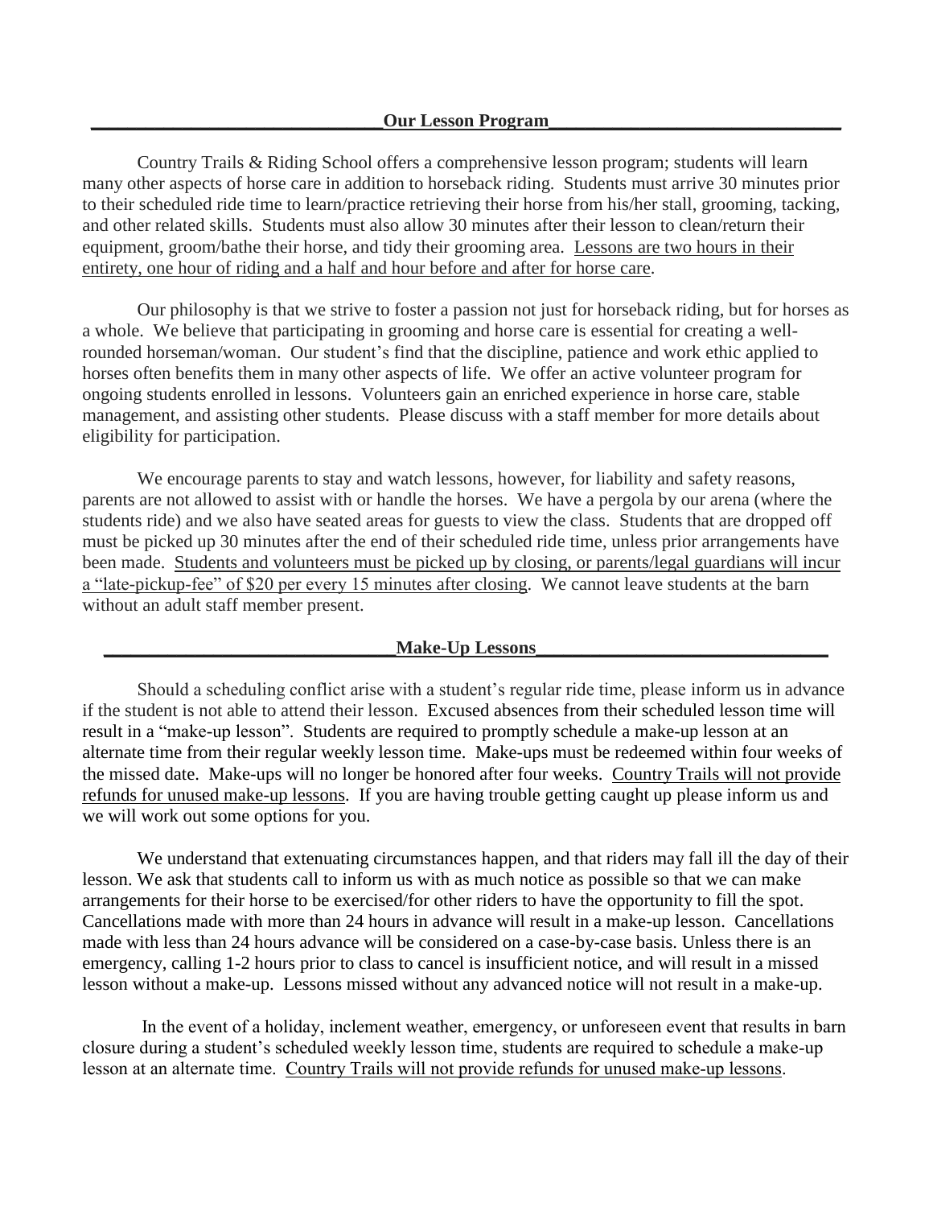## Our Lesson Program

Country Trails & Riding School offers a comprehensive lesson program; students will learn many other aspects of horse care in addition to horseback riding. Students must arrive 30 minutes prior to their scheduled ride time to learn/practice retrieving their horse from his/her stall, grooming, tacking, and other related skills. Students must also allow 30 minutes after their lesson to clean/return their equipment, groom/bathe their horse, and tidy their grooming area. <u>Lessons are two hours in their entirety, one hour of riding and a half and hour before and after for horse care</u>.

Our philosophy is that we strive to foster a passion not just for horseback riding, but for horses as a whole. We believe that participating in grooming and horse care is essential for creating a well-rounded horseman/woman. Our student's find that the discipline, patience and work ethic applied to horses often benefits them in many other aspects of life. We offer an active volunteer program for ongoing students enrolled in lessons. Volunteers gain an enriched experience in horse care, stable management, and assisting other students. Please discuss with a staff member for more details about eligibility for participation.

We encourage parents to stay and watch lessons, however, for liability and safety reasons, parents are not allowed to assist with or handle the horses. We have a pergola by our arena (where the students ride) and we also have seated areas for guests to view the class. Students that are dropped off must be picked up 30 minutes after the end of their scheduled ride time, unless prior arrangements have been made. <u>Students and volunteers must be picked up by closing, or parents/legal guardians will incur a "late-pickup-fee" of $20 per every 15 minutes after closing</u>. We cannot leave students at the barn without an adult staff member present.

## Make-Up Lessons

Should a scheduling conflict arise with a student's regular ride time, please inform us in advance if the student is not able to attend their lesson. Excused absences from their scheduled lesson time will result in a "make-up lesson". Students are required to promptly schedule a make-up lesson at an alternate time from their regular weekly lesson time. Make-ups must be redeemed within four weeks of the missed date. Make-ups will no longer be honored after four weeks. <u>Country Trails will not provide refunds for unused make-up lessons</u>. If you are having trouble getting caught up please inform us and we will work out some options for you.

We understand that extenuating circumstances happen, and that riders may fall ill the day of their lesson. We ask that students call to inform us with as much notice as possible so that we can make arrangements for their horse to be exercised/for other riders to have the opportunity to fill the spot. Cancellations made with more than 24 hours in advance will result in a make-up lesson. Cancellations made with less than 24 hours advance will be considered on a case-by-case basis. Unless there is an emergency, calling 1-2 hours prior to class to cancel is insufficient notice, and will result in a missed lesson without a make-up. Lessons missed without any advanced notice will not result in a make-up.

In the event of a holiday, inclement weather, emergency, or unforeseen event that results in barn closure during a student's scheduled weekly lesson time, students are required to schedule a make-up lesson at an alternate time. <u>Country Trails will not provide refunds for unused make-up lessons</u>.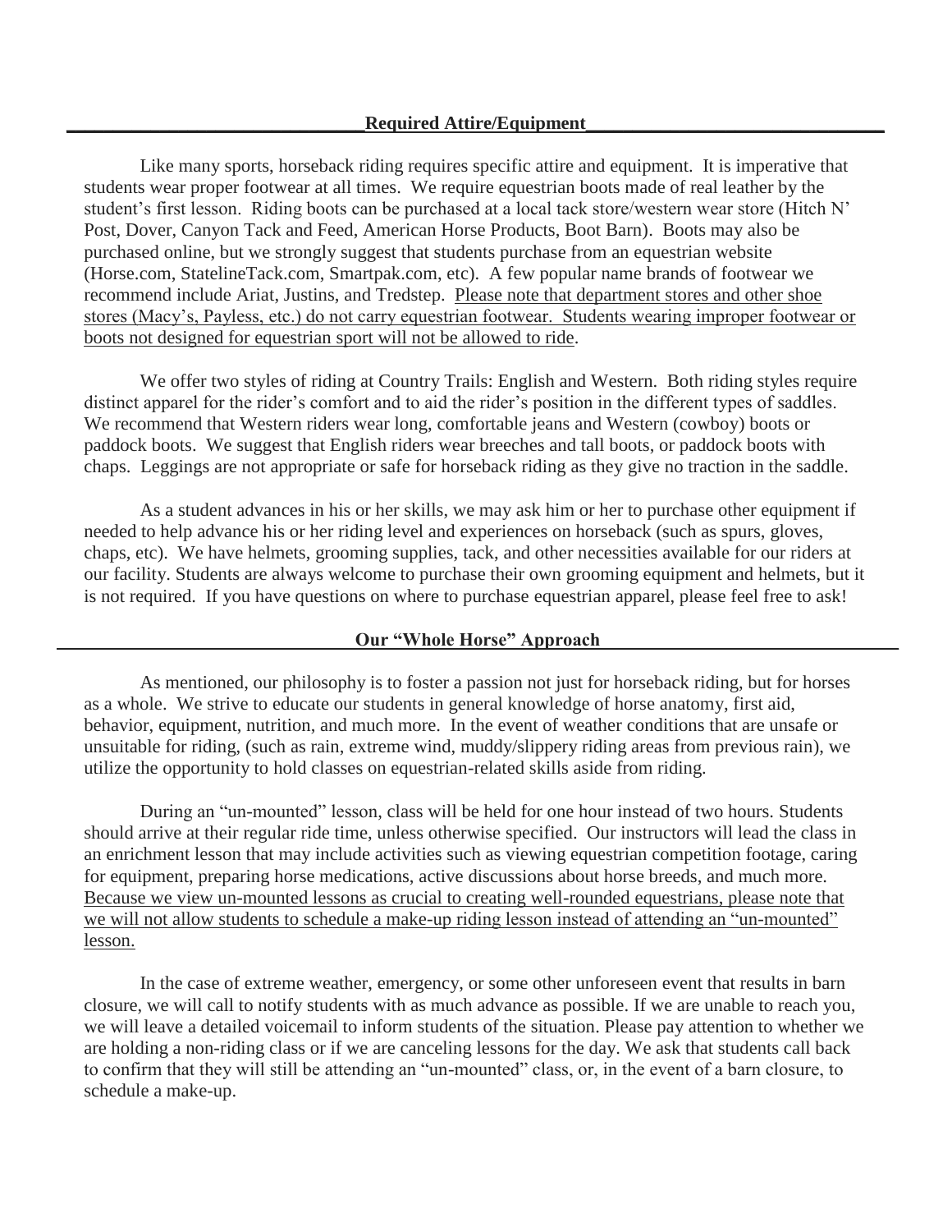## Required Attire/Equipment

Like many sports, horseback riding requires specific attire and equipment. It is imperative that students wear proper footwear at all times. We require equestrian boots made of real leather by the student's first lesson. Riding boots can be purchased at a local tack store/western wear store (Hitch N' Post, Dover, Canyon Tack and Feed, American Horse Products, Boot Barn). Boots may also be purchased online, but we strongly suggest that students purchase from an equestrian website (Horse.com, StatelineTack.com, Smartpak.com, etc). A few popular name brands of footwear we recommend include Ariat, Justins, and Tredstep. <u>Please note that department stores and other shoe stores (Macy's, Payless, etc.) do not carry equestrian footwear. Students wearing improper footwear or boots not designed for equestrian sport will not be allowed to ride</u>.

We offer two styles of riding at Country Trails: English and Western. Both riding styles require distinct apparel for the rider's comfort and to aid the rider's position in the different types of saddles. We recommend that Western riders wear long, comfortable jeans and Western (cowboy) boots or paddock boots. We suggest that English riders wear breeches and tall boots, or paddock boots with chaps. Leggings are not appropriate or safe for horseback riding as they give no traction in the saddle.

As a student advances in his or her skills, we may ask him or her to purchase other equipment if needed to help advance his or her riding level and experiences on horseback (such as spurs, gloves, chaps, etc). We have helmets, grooming supplies, tack, and other necessities available for our riders at our facility. Students are always welcome to purchase their own grooming equipment and helmets, but it is not required. If you have questions on where to purchase equestrian apparel, please feel free to ask!

## Our "Whole Horse" Approach

As mentioned, our philosophy is to foster a passion not just for horseback riding, but for horses as a whole. We strive to educate our students in general knowledge of horse anatomy, first aid, behavior, equipment, nutrition, and much more. In the event of weather conditions that are unsafe or unsuitable for riding, (such as rain, extreme wind, muddy/slippery riding areas from previous rain), we utilize the opportunity to hold classes on equestrian-related skills aside from riding.

During an "un-mounted" lesson, class will be held for one hour instead of two hours. Students should arrive at their regular ride time, unless otherwise specified. Our instructors will lead the class in an enrichment lesson that may include activities such as viewing equestrian competition footage, caring for equipment, preparing horse medications, active discussions about horse breeds, and much more. <u>Because we view un-mounted lessons as crucial to creating well-rounded equestrians, please note that we will not allow students to schedule a make-up riding lesson instead of attending an "un-mounted" lesson.</u>

In the case of extreme weather, emergency, or some other unforeseen event that results in barn closure, we will call to notify students with as much advance as possible. If we are unable to reach you, we will leave a detailed voicemail to inform students of the situation. Please pay attention to whether we are holding a non-riding class or if we are canceling lessons for the day. We ask that students call back to confirm that they will still be attending an "un-mounted" class, or, in the event of a barn closure, to schedule a make-up.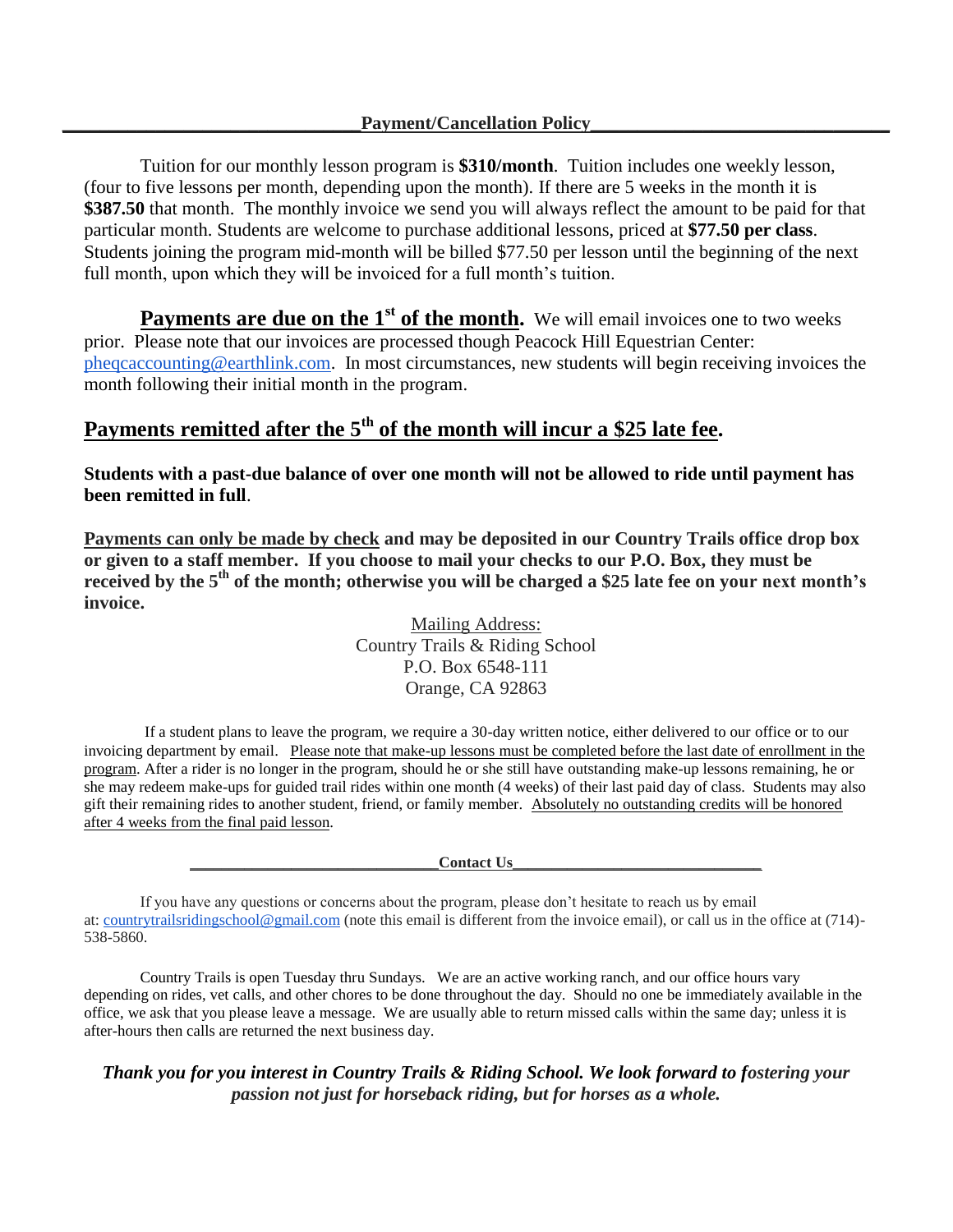## Payment/Cancellation Policy

Tuition for our monthly lesson program is **$310/month**. Tuition includes one weekly lesson, (four to five lessons per month, depending upon the month). If there are 5 weeks in the month it is **$387.50** that month. The monthly invoice we send you will always reflect the amount to be paid for that particular month. Students are welcome to purchase additional lessons, priced at **$77.50 per class**. Students joining the program mid-month will be billed $77.50 per lesson until the beginning of the next full month, upon which they will be invoiced for a full month's tuition.

**Payments are due on the 1st of the month.** We will email invoices one to two weeks prior. Please note that our invoices are processed though Peacock Hill Equestrian Center: pheqcaccounting@earthlink.com. In most circumstances, new students will begin receiving invoices the month following their initial month in the program.

**Payments remitted after the 5th of the month will incur a $25 late fee.**

**Students with a past-due balance of over one month will not be allowed to ride until payment has been remitted in full**.

**Payments can only be made by check and may be deposited in our Country Trails office drop box or given to a staff member. If you choose to mail your checks to our P.O. Box, they must be received by the 5th of the month; otherwise you will be charged a $25 late fee on your next month's invoice.**

Mailing Address:
Country Trails & Riding School
P.O. Box 6548-111
Orange, CA 92863

If a student plans to leave the program, we require a 30-day written notice, either delivered to our office or to our invoicing department by email. Please note that make-up lessons must be completed before the last date of enrollment in the program. After a rider is no longer in the program, should he or she still have outstanding make-up lessons remaining, he or she may redeem make-ups for guided trail rides within one month (4 weeks) of their last paid day of class. Students may also gift their remaining rides to another student, friend, or family member. Absolutely no outstanding credits will be honored after 4 weeks from the final paid lesson.

## Contact Us

If you have any questions or concerns about the program, please don't hesitate to reach us by email at: countrytrailsridingschool@gmail.com (note this email is different from the invoice email), or call us in the office at (714)-538-5860.

Country Trails is open Tuesday thru Sundays. We are an active working ranch, and our office hours vary depending on rides, vet calls, and other chores to be done throughout the day. Should no one be immediately available in the office, we ask that you please leave a message. We are usually able to return missed calls within the same day; unless it is after-hours then calls are returned the next business day.

***Thank you for you interest in Country Trails & Riding School. We look forward to fostering your passion not just for horseback riding, but for horses as a whole.***